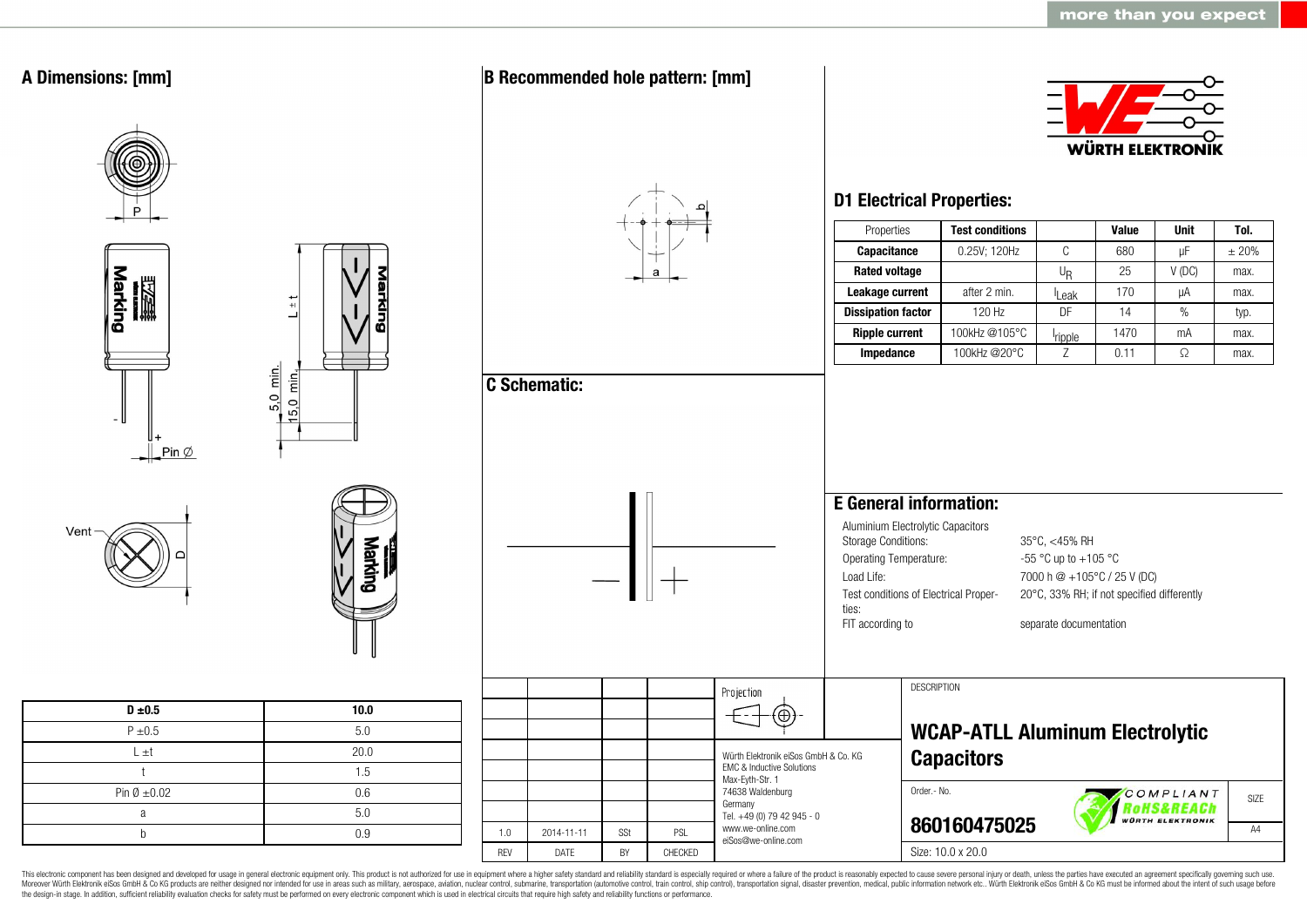## A Dimensions: [mm]

| D ±0.5 | 10.0 |
|---|---|
| P ±0.5 | 5.0 |
| L ±t | 20.0 |
| t | 1.5 |
| Pin Ø ±0.02 | 0.6 |
| a | 5.0 |
| b | 0.9 |

## B Recommended hole pattern: [mm]

## C Schematic:

## D1 Electrical Properties:

| Properties | Test conditions | | Value | Unit | Tol. |
|---|---|---|---|---|---|
| **Capacitance** | 0.25V; 120Hz | C | 680 | µF | ± 20% |
| **Rated voltage** | | $U_R$ | 25 | V (DC) | max. |
| **Leakage current** | after 2 min. | $I_{Leak}$ | 170 | µA | max. |
| **Dissipation factor** | 120 Hz | DF | 14 | % | typ. |
| **Ripple current** | 100kHz @105°C | $I_{ripple}$ | 1470 | mA | max. |
| **Impedance** | 100kHz @20°C | Z | 0.11 | Ω | max. |

## E General information:

Aluminium Electrolytic Capacitors

| | |
|---|---|
| Storage Conditions: | 35°C, <45% RH |
| Operating Temperature: | -55 °C up to +105 °C |
| Load Life: | 7000 h @ +105°C / 25 V (DC) |
| Test conditions of Electrical Properties: | 20°C, 33% RH; if not specified differently |
| FIT according to | separate documentation |

| REV | DATE | BY | CHECKED |
|---|---|---|---|
| 1.0 | 2014-11-11 | SSt | PSL |

Würth Elektronik eiSos GmbH & Co. KG
EMC & Inductive Solutions
Max-Eyth-Str. 1
74638 Waldenburg
Germany
Tel. +49 (0) 79 42 945 - 0
www.we-online.com
eiSos@we-online.com

DESCRIPTION

**WCAP-ATLL Aluminum Electrolytic Capacitors**

Order.- No. **860160475025**

SIZE A4

Size: 10.0 x 20.0

This electronic component has been designed and developed for usage in general electronic equipment only. This product is not authorized for use in equipment where a higher safety standard and reliability standard is especially required or where a failure of the product is reasonably expected to cause severe personal injury or death, unless the parties have executed an agreement specifically governing such use. Moreover Würth Elektronik eiSos GmbH & Co KG products are neither designed nor intended for use in areas such as military, aerospace, aviation, nuclear control, submarine, transportation (automotive control, train control, ship control), transportation signal, disaster prevention, medical, public information network etc.. Würth Elektronik eiSos GmbH & Co KG must be informed about the intent of such usage before the design-in stage. In addition, sufficient reliability evaluation checks for safety must be performed on every electronic component which is used in electrical circuits that require high safety and reliability functions or performance.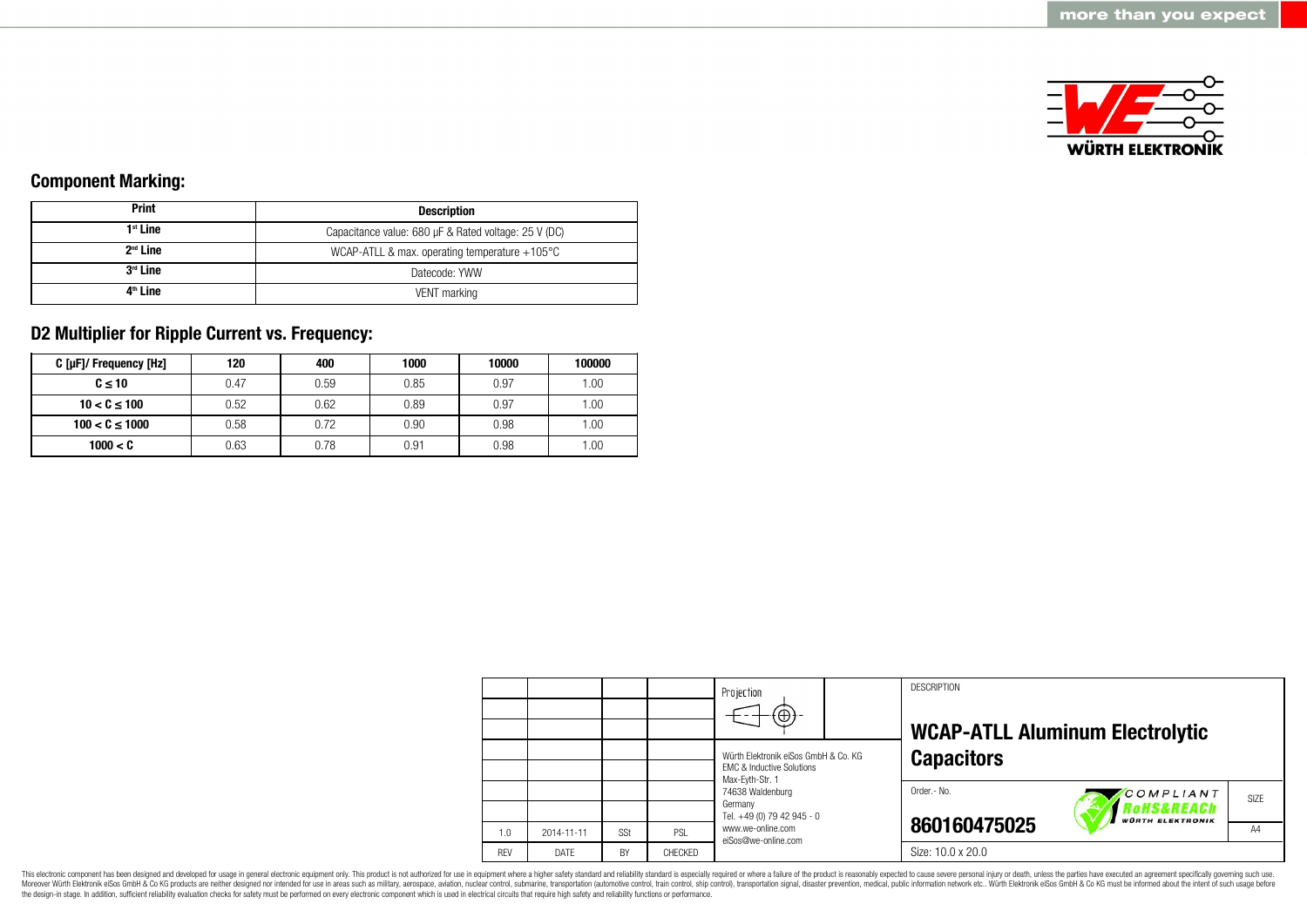## Component Marking:

| Print | Description |
|---|---|
| 1st Line | Capacitance value: 680 µF & Rated voltage: 25 V (DC) |
| 2nd Line | WCAP-ATLL & max. operating temperature +105°C |
| 3rd Line | Datecode: YWW |
| 4th Line | VENT marking |

## D2 Multiplier for Ripple Current vs. Frequency:

| C [µF]/ Frequency [Hz] | 120 | 400 | 1000 | 10000 | 100000 |
|---|---|---|---|---|---|
| C ≤ 10 | 0.47 | 0.59 | 0.85 | 0.97 | 1.00 |
| 10 < C ≤ 100 | 0.52 | 0.62 | 0.89 | 0.97 | 1.00 |
| 100 < C ≤ 1000 | 0.58 | 0.72 | 0.90 | 0.98 | 1.00 |
| 1000 < C | 0.63 | 0.78 | 0.91 | 0.98 | 1.00 |

| REV | DATE | BY | CHECKED |
|---|---|---|---|
| 1.0 | 2014-11-11 | SSt | PSL |

Projection

Würth Elektronik eiSos GmbH & Co. KG
EMC & Inductive Solutions
Max-Eyth-Str. 1
74638 Waldenburg
Germany
Tel. +49 (0) 79 42 945 - 0
www.we-online.com
eiSos@we-online.com

DESCRIPTION

**WCAP-ATLL Aluminum Electrolytic Capacitors**

Order.- No. **860160475025**

SIZE A4

Size: 10.0 x 20.0

This electronic component has been designed and developed for usage in general electronic equipment only. This product is not authorized for use in equipment where a higher safety standard and reliability standard is especially required or where a failure of the product is reasonably expected to cause severe personal injury or death, unless the parties have executed an agreement specifically governing such use. Moreover Würth Elektronik eiSos GmbH & Co KG products are neither designed nor intended for use in areas such as military, aerospace, aviation, nuclear control, submarine, transportation (automotive control, train control, ship control), transportation signal, disaster prevention, medical, public information network etc.. Würth Elektronik eiSos GmbH & Co KG must be informed about the intent of such usage before the design-in stage. In addition, sufficient reliability evaluation checks for safety must be performed on every electronic component which is used in electrical circuits that require high safety and reliability functions or performance.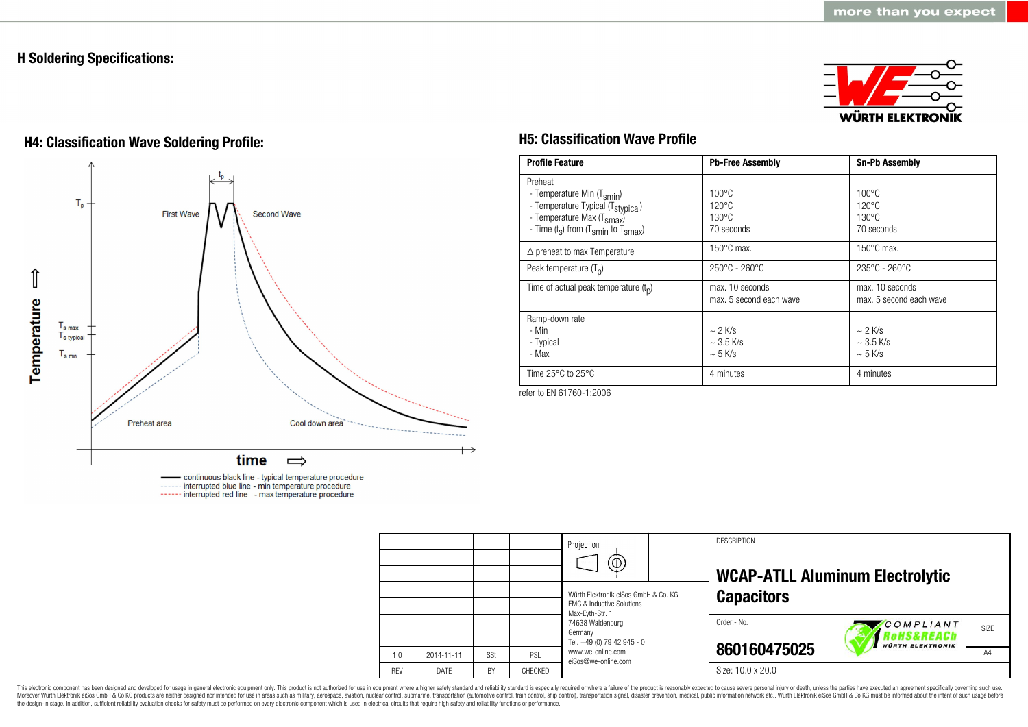# H Soldering Specifications:

## H4: Classification Wave Soldering Profile:

Temperature ⇧

$T_p$

$t_p$

First Wave

Second Wave

$T_{s\,max}$

$T_{s\,typical}$

$T_{s\,min}$

Preheat area

Cool down area

time ⇨

continuous black line - typical temperature procedure
interrupted blue line - min temperature procedure
interrupted red line - max temperature procedure

## H5: Classification Wave Profile

| Profile Feature | Pb-Free Assembly | Sn-Pb Assembly |
|---|---|---|
| Preheat<br>- Temperature Min ($T_{smin}$)<br>- Temperature Typical ($T_{stypical}$)<br>- Temperature Max ($T_{smax}$)<br>- Time ($t_s$) from ($T_{smin}$ to $T_{smax}$) | 100°C<br>120°C<br>130°C<br>70 seconds | 100°C<br>120°C<br>130°C<br>70 seconds |
| Δ preheat to max Temperature | 150°C max. | 150°C max. |
| Peak temperature ($T_p$) | 250°C - 260°C | 235°C - 260°C |
| Time of actual peak temperature ($t_p$) | max. 10 seconds<br>max. 5 second each wave | max. 10 seconds<br>max. 5 second each wave |
| Ramp-down rate<br>- Min<br>- Typical<br>- Max | ~ 2 K/s<br>~ 3.5 K/s<br>~ 5 K/s | ~ 2 K/s<br>~ 3.5 K/s<br>~ 5 K/s |
| Time 25°C to 25°C | 4 minutes | 4 minutes |

refer to EN 61760-1:2006

| REV | DATE | BY | CHECKED |
|---|---|---|---|
| 1.0 | 2014-11-11 | SSt | PSL |

Projection

Würth Elektronik eiSos GmbH & Co. KG
EMC & Inductive Solutions
Max-Eyth-Str. 1
74638 Waldenburg
Germany
Tel. +49 (0) 79 42 945 - 0
www.we-online.com
eiSos@we-online.com

DESCRIPTION

**WCAP-ATLL Aluminum Electrolytic Capacitors**

Order.- No.

**860160475025**

SIZE: A4

Size: 10.0 x 20.0

This electronic component has been designed and developed for usage in general electronic equipment only. This product is not authorized for use in equipment where a higher safety standard and reliability standard is especially required or where a failure of the product is reasonably expected to cause severe personal injury or death, unless the parties have executed an agreement specifically governing such use. Moreover Würth Elektronik eiSos GmbH & Co KG products are neither designed nor intended for use in areas such as military, aerospace, aviation, nuclear control, submarine, transportation (automotive control, train control, ship control), transportation signal, disaster prevention, medical, public information network etc.. Würth Elektronik eiSos GmbH & Co KG must be informed about the intent of such usage before the design-in stage. In addition, sufficient reliability evaluation checks for safety must be performed on every electronic component which is used in electrical circuits that require high safety and reliability functions or performance.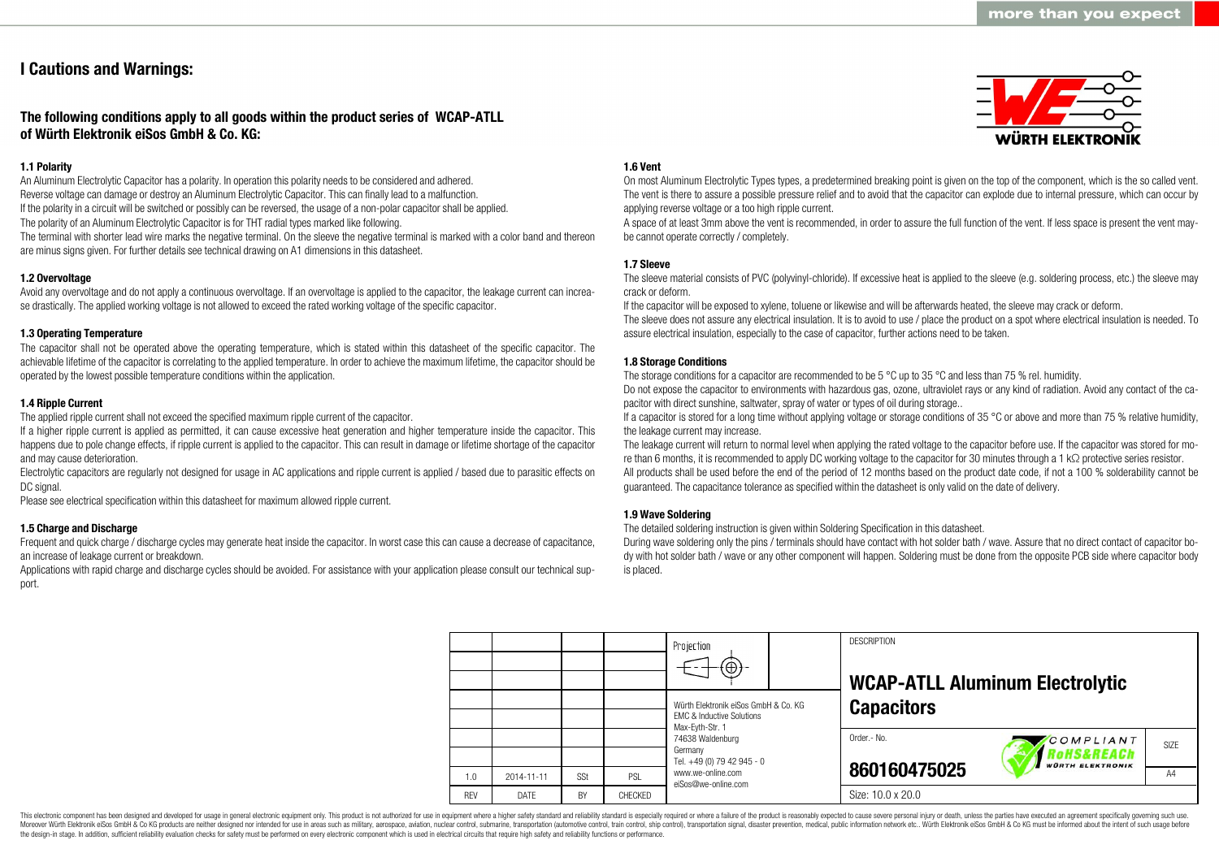# I Cautions and Warnings:

## The following conditions apply to all goods within the product series of WCAP-ATLL of Würth Elektronik eiSos GmbH & Co. KG:

### 1.1 Polarity

An Aluminum Electrolytic Capacitor has a polarity. In operation this polarity needs to be considered and adhered.
Reverse voltage can damage or destroy an Aluminum Electrolytic Capacitor. This can finally lead to a malfunction.
If the polarity in a circuit will be switched or possibly can be reversed, the usage of a non-polar capacitor shall be applied.
The polarity of an Aluminum Electrolytic Capacitor is for THT radial types marked like following.
The terminal with shorter lead wire marks the negative terminal. On the sleeve the negative terminal is marked with a color band and thereon are minus signs given. For further details see technical drawing on A1 dimensions in this datasheet.

### 1.2 Overvoltage

Avoid any overvoltage and do not apply a continuous overvoltage. If an overvoltage is applied to the capacitor, the leakage current can increase drastically. The applied working voltage is not allowed to exceed the rated working voltage of the specific capacitor.

### 1.3 Operating Temperature

The capacitor shall not be operated above the operating temperature, which is stated within this datasheet of the specific capacitor. The achievable lifetime of the capacitor is correlating to the applied temperature. In order to achieve the maximum lifetime, the capacitor should be operated by the lowest possible temperature conditions within the application.

### 1.4 Ripple Current

The applied ripple current shall not exceed the specified maximum ripple current of the capacitor.
If a higher ripple current is applied as permitted, it can cause excessive heat generation and higher temperature inside the capacitor. This happens due to pole change effects, if ripple current is applied to the capacitor. This can result in damage or lifetime shortage of the capacitor and may cause deterioration.
Electrolytic capacitors are regularly not designed for usage in AC applications and ripple current is applied / based due to parasitic effects on DC signal.
Please see electrical specification within this datasheet for maximum allowed ripple current.

### 1.5 Charge and Discharge

Frequent and quick charge / discharge cycles may generate heat inside the capacitor. In worst case this can cause a decrease of capacitance, an increase of leakage current or breakdown.
Applications with rapid charge and discharge cycles should be avoided. For assistance with your application please consult our technical support.

### 1.6 Vent

On most Aluminum Electrolytic Types types, a predetermined breaking point is given on the top of the component, which is the so called vent. The vent is there to assure a possible pressure relief and to avoid that the capacitor can explode due to internal pressure, which can occur by applying reverse voltage or a too high ripple current.
A space of at least 3mm above the vent is recommended, in order to assure the full function of the vent. If less space is present the vent maybe cannot operate correctly / completely.

### 1.7 Sleeve

The sleeve material consists of PVC (polyvinyl-chloride). If excessive heat is applied to the sleeve (e.g. soldering process, etc.) the sleeve may crack or deform.
If the capacitor will be exposed to xylene, toluene or likewise and will be afterwards heated, the sleeve may crack or deform.
The sleeve does not assure any electrical insulation. It is to avoid to use / place the product on a spot where electrical insulation is needed. To assure electrical insulation, especially to the case of capacitor, further actions need to be taken.

### 1.8 Storage Conditions

The storage conditions for a capacitor are recommended to be 5 °C up to 35 °C and less than 75 % rel. humidity.
Do not expose the capacitor to environments with hazardous gas, ozone, ultraviolet rays or any kind of radiation. Avoid any contact of the capacitor with direct sunshine, saltwater, spray of water or types of oil during storage..
If a capacitor is stored for a long time without applying voltage or storage conditions of 35 °C or above and more than 75 % relative humidity, the leakage current may increase.
The leakage current will return to normal level when applying the rated voltage to the capacitor before use. If the capacitor was stored for more than 6 months, it is recommended to apply DC working voltage to the capacitor for 30 minutes through a 1 kΩ protective series resistor.
All products shall be used before the end of the period of 12 months based on the product date code, if not a 100 % solderability cannot be guaranteed. The capacitance tolerance as specified within the datasheet is only valid on the date of delivery.

### 1.9 Wave Soldering

The detailed soldering instruction is given within Soldering Specification in this datasheet.
During wave soldering only the pins / terminals should have contact with hot solder bath / wave. Assure that no direct contact of capacitor body with hot solder bath / wave or any other component will happen. Soldering must be done from the opposite PCB side where capacitor body is placed.

| REV | DATE | BY | CHECKED |
|---|---|---|---|
| 1.0 | 2014-11-11 | SSt | PSL |

Würth Elektronik eiSos GmbH & Co. KG
EMC & Inductive Solutions
Max-Eyth-Str. 1
74638 Waldenburg
Germany
Tel. +49 (0) 79 42 945 - 0
www.we-online.com
eiSos@we-online.com

DESCRIPTION: **WCAP-ATLL Aluminum Electrolytic Capacitors**

Order.- No.: **860160475025**

SIZE: A4

Size: 10.0 x 20.0

This electronic component has been designed and developed for usage in general electronic equipment only. This product is not authorized for use in equipment where a higher safety standard and reliability standard is especially required or where a failure of the product is reasonably expected to cause severe personal injury or death, unless the parties have executed an agreement specifically governing such use. Moreover Würth Elektronik eiSos GmbH & Co KG products are neither designed nor intended for use in areas such as military, aerospace, aviation, nuclear control, submarine, transportation (automotive control, train control, ship control), transportation signal, disaster prevention, medical, public information network etc.. Würth Elektronik eiSos GmbH & Co KG must be informed about the intent of such usage before the design-in stage. In addition, sufficient reliability evaluation checks for safety must be performed on every electronic component which is used in electrical circuits that require high safety and reliability functions or performance.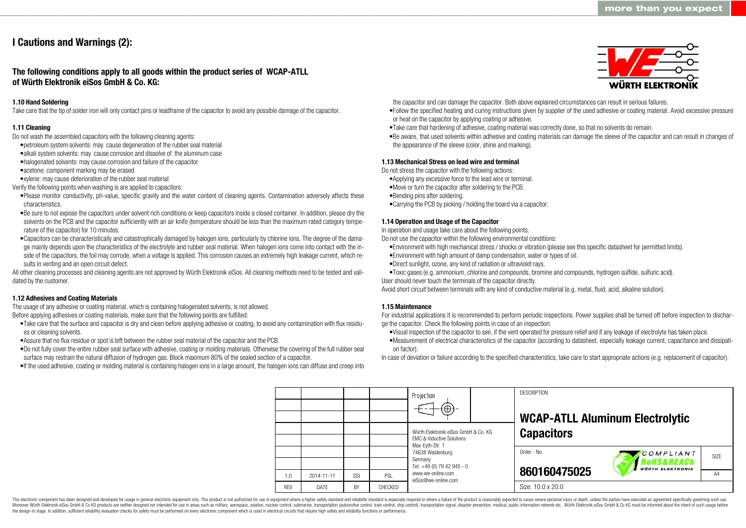# I Cautions and Warnings (2):

## The following conditions apply to all goods within the product series of WCAP-ATLL of Würth Elektronik eiSos GmbH & Co. KG:

### 1.10 Hand Soldering

Take care that the tip of solder iron will only contact pins or leadframe of the capacitor to avoid any possible damage of the capacitor.

### 1.11 Cleaning

Do not wash the assembled capacitors with the following cleaning agents:

- petroleum system solvents: may cause degeneration of the rubber seal material
- alkali system solvents: may cause corrosion and dissolve of the aluminum case
- halogenated solvents: may cause corrosion and failure of the capacitor
- acetone: component marking may be erased
- xylene: may cause deterioration of the rubber seal material

Verify the following points when washing is are applied to capacitors:

- Please monitor conductivity, ph-value, specific gravity and the water content of cleaning agents. Contamination adversely affects these characteristics.
- Be sure to not expose the capacitors under solvent rich conditions or keep capacitors inside a closed container. In addition, please dry the solvents on the PCB and the capacitor sufficiently with an air knife (temperature should be less than the maximum rated category temperature of the capacitor) for 10 minutes.
- Capacitors can be characteristically and catastrophically damaged by halogen ions, particularly by chlorine ions. The degree of the damage mainly depends upon the characteristics of the electrolyte and rubber seal material. When halogen ions come into contact with the inside of the capacitors, the foil may corrode, when a voltage is applied. This corrosion causes an extremely high leakage current, which results in venting and an open circuit defect.

All other cleaning processes and cleaning agents are not approved by Würth Elektronik eiSos. All cleaning methods need to be tested and validated by the customer.

### 1.12 Adhesives and Coating Materials

The usage of any adhesive or coating material, which is containing halogenated solvents, is not allowed.

Before applying adhesives or coating materials, make sure that the following points are fulfilled:

- Take care that the surface and capacitor is dry and clean before applying adhesive or coating, to avoid any contamination with flux residues or cleaning solvents.
- Assure that no flux residue or spot is left between the rubber seal material of the capacitor and the PCB.
- Do not fully cover the entire rubber seal surface with adhesive, coating or molding materials. Otherwise the covering of the full rubber seal surface may restrain the natural diffusion of hydrogen gas. Block maximum 80% of the sealed section of a capacitor.
- If the used adhesive, coating or molding material is containing halogen ions in a large amount, the halogen ions can diffuse and creep into the capacitor and can damage the capacitor. Both above explained circumstances can result in serious failures.
- Follow the specified heating and curing instructions given by supplier of the used adhesive or coating material. Avoid excessive pressure or heat on the capacitor by applying coating or adhesive.
- Take care that hardening of adhesive, coating material was correctly done, so that no solvents do remain.
- Be aware, that used solvents within adhesive and coating materials can damage the sleeve of the capacitor and can result in changes of the appearance of the sleeve (color, shine and marking).

### 1.13 Mechanical Stress on lead wire and terminal

Do not stress the capacitor with the following actions:

- Applying any excessive force to the lead wire or terminal.
- Move or turn the capacitor after soldering to the PCB.
- Bending pins after soldering.
- Carrying the PCB by picking / holding the board via a capacitor.

### 1.14 Operation and Usage of the Capacitor

In operation and usage take care about the following points.

Do not use the capacitor within the following environmental conditions:

- Environment with high mechanical stress / shocks or vibration (please see this specific datasheet for permitted limits).
- Environment with high amount of damp condensation, water or types of oil.
- Direct sunlight, ozone, any kind of radiation or ultraviolet rays.
- Toxic gases (e.g. ammonium, chlorine and compounds, bromine and compounds, hydrogen sulfide, sulfuric acid).

User should never touch the terminals of the capacitor directly.

Avoid short circuit between terminals with any kind of conductive material (e.g. metal, fluid, acid, alkaline solution).

### 1.15 Maintenance

For industrial applications it is recommended to perform periodic inspections. Power supplies shall be turned off before inspection to discharge the capacitor. Check the following points in case of an inspection:

- Visual inspection of the capacitor to see, if the vent operated for pressure relief and if any leakage of electrolyte has taken place.
- Measurement of electrical characteristics of the capacitor (according to datasheet, especially leakage current, capacitance and dissipation factor).

In case of deviation or failure according to the specified characteristics, take care to start appropriate actions (e.g. replacement of capacitor).

| REV | DATE | BY | CHECKED |
|---|---|---|---|
| 1.0 | 2014-11-11 | SSt | PSL |

Würth Elektronik eiSos GmbH & Co. KG
EMC & Inductive Solutions
Max-Eyth-Str. 1
74638 Waldenburg
Germany
Tel. +49 (0) 79 42 945 - 0
www.we-online.com
eiSos@we-online.com

DESCRIPTION: **WCAP-ATLL Aluminum Electrolytic Capacitors**

Order.- No.: **860160475025**

SIZE: A4

Size: 10.0 x 20.0

This electronic component has been designed and developed for usage in general electronic equipment only. This product is not authorized for use in equipment where a higher safety standard and reliability standard is especially required or where a failure of the product is reasonably expected to cause severe personal injury or death, unless the parties have executed an agreement specifically governing such use. Moreover Würth Elektronik eiSos GmbH & Co KG products are neither designed nor intended for use in areas such as military, aerospace, aviation, nuclear control, submarine, transportation (automotive control, train control, ship control), transportation signal, disaster prevention, medical, public information network etc.. Würth Elektronik eiSos GmbH & Co KG must be informed about the intent of such usage before the design-in stage. In addition, sufficient reliability evaluation checks for safety must be performed on every electronic component which is used in electrical circuits that require high safety and reliability functions or performance.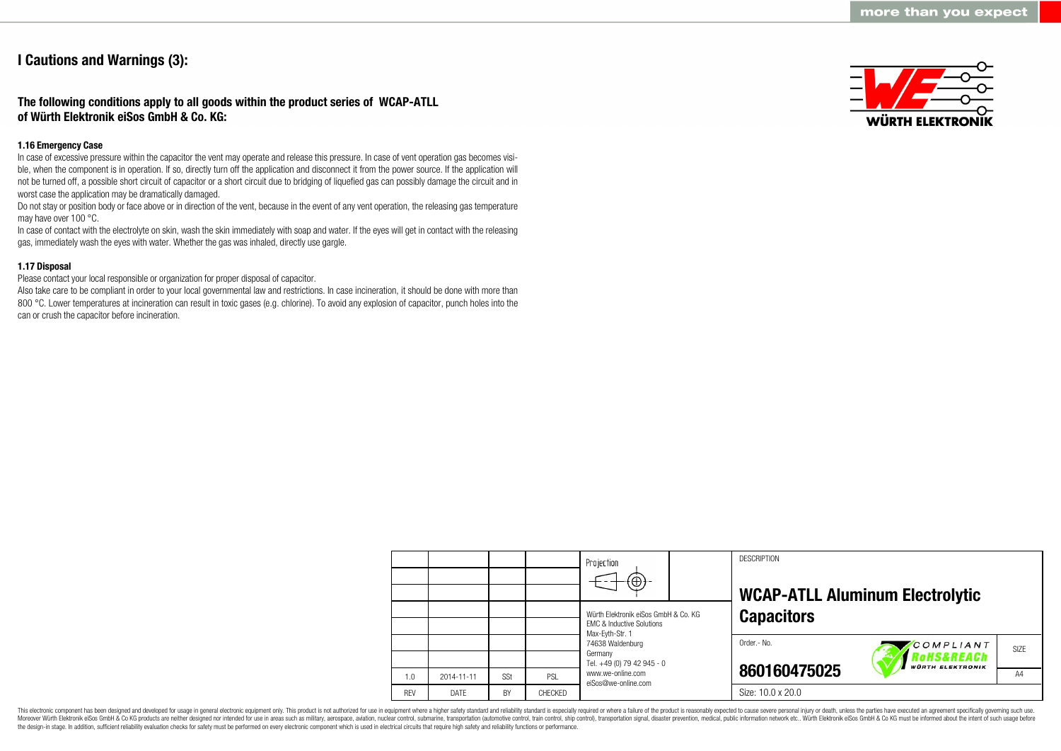# I Cautions and Warnings (3):

## The following conditions apply to all goods within the product series of WCAP-ATLL of Würth Elektronik eiSos GmbH & Co. KG:

### 1.16 Emergency Case

In case of excessive pressure within the capacitor the vent may operate and release this pressure. In case of vent operation gas becomes visible, when the component is in operation. If so, directly turn off the application and disconnect it from the power source. If the application will not be turned off, a possible short circuit of capacitor or a short circuit due to bridging of liquefied gas can possibly damage the circuit and in worst case the application may be dramatically damaged.

Do not stay or position body or face above or in direction of the vent, because in the event of any vent operation, the releasing gas temperature may have over 100 °C.

In case of contact with the electrolyte on skin, wash the skin immediately with soap and water. If the eyes will get in contact with the releasing gas, immediately wash the eyes with water. Whether the gas was inhaled, directly use gargle.

### 1.17 Disposal

Please contact your local responsible or organization for proper disposal of capacitor.

Also take care to be compliant in order to your local governmental law and restrictions. In case incineration, it should be done with more than 800 °C. Lower temperatures at incineration can result in toxic gases (e.g. chlorine). To avoid any explosion of capacitor, punch holes into the can or crush the capacitor before incineration.

| | | | | Projection | DESCRIPTION |
|---|---|---|---|---|---|
| | | | | | **WCAP-ATLL Aluminum Electrolytic Capacitors** |
| | | | | Würth Elektronik eiSos GmbH & Co. KG<br>EMC & Inductive Solutions<br>Max-Eyth-Str. 1<br>74638 Waldenburg<br>Germany<br>Tel. +49 (0) 79 42 945 - 0<br>www.we-online.com<br>eiSos@we-online.com | Order.- No. **860160475025** — SIZE A4 |
| 1.0 | 2014-11-11 | SSt | PSL | | |
| REV | DATE | BY | CHECKED | | Size: 10.0 x 20.0 |

This electronic component has been designed and developed for usage in general electronic equipment only. This product is not authorized for use in equipment where a higher safety standard and reliability standard is especially required or where a failure of the product is reasonably expected to cause severe personal injury or death, unless the parties have executed an agreement specifically governing such use. Moreover Würth Elektronik eiSos GmbH & Co KG products are neither designed nor intended for use in areas such as military, aerospace, aviation, nuclear control, submarine, transportation (automotive control, train control, ship control), transportation signal, disaster prevention, medical, public information network etc.. Würth Elektronik eiSos GmbH & Co KG must be informed about the intent of such usage before the design-in stage. In addition, sufficient reliability evaluation checks for safety must be performed on every electronic component which is used in electrical circuits that require high safety and reliability functions or performance.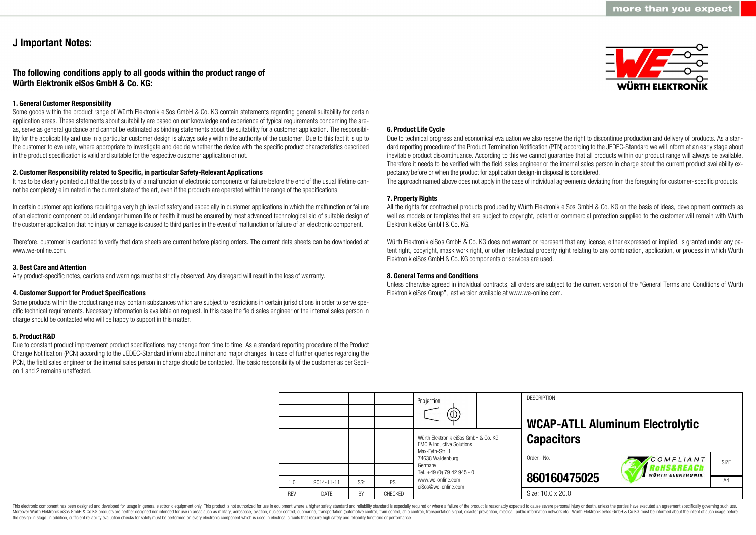## J Important Notes:

### The following conditions apply to all goods within the product range of Würth Elektronik eiSos GmbH & Co. KG:

**1. General Customer Responsibility**

Some goods within the product range of Würth Elektronik eiSos GmbH & Co. KG contain statements regarding general suitability for certain application areas. These statements about suitability are based on our knowledge and experience of typical requirements concerning the areas, serve as general guidance and cannot be estimated as binding statements about the suitability for a customer application. The responsibility for the applicability and use in a particular customer design is always solely within the authority of the customer. Due to this fact it is up to the customer to evaluate, where appropriate to investigate and decide whether the device with the specific product characteristics described in the product specification is valid and suitable for the respective customer application or not.

**2. Customer Responsibility related to Specific, in particular Safety-Relevant Applications**

It has to be clearly pointed out that the possibility of a malfunction of electronic components or failure before the end of the usual lifetime cannot be completely eliminated in the current state of the art, even if the products are operated within the range of the specifications.

In certain customer applications requiring a very high level of safety and especially in customer applications in which the malfunction or failure of an electronic component could endanger human life or health it must be ensured by most advanced technological aid of suitable design of the customer application that no injury or damage is caused to third parties in the event of malfunction or failure of an electronic component.

Therefore, customer is cautioned to verify that data sheets are current before placing orders. The current data sheets can be downloaded at www.we-online.com.

**3. Best Care and Attention**

Any product-specific notes, cautions and warnings must be strictly observed. Any disregard will result in the loss of warranty.

**4. Customer Support for Product Specifications**

Some products within the product range may contain substances which are subject to restrictions in certain jurisdictions in order to serve specific technical requirements. Necessary information is available on request. In this case the field sales engineer or the internal sales person in charge should be contacted who will be happy to support in this matter.

**5. Product R&D**

Due to constant product improvement product specifications may change from time to time. As a standard reporting procedure of the Product Change Notification (PCN) according to the JEDEC-Standard inform about minor and major changes. In case of further queries regarding the PCN, the field sales engineer or the internal sales person in charge should be contacted. The basic responsibility of the customer as per Section 1 and 2 remains unaffected.

**6. Product Life Cycle**

Due to technical progress and economical evaluation we also reserve the right to discontinue production and delivery of products. As a standard reporting procedure of the Product Termination Notification (PTN) according to the JEDEC-Standard we will inform at an early stage about inevitable product discontinuance. According to this we cannot guarantee that all products within our product range will always be available. Therefore it needs to be verified with the field sales engineer or the internal sales person in charge about the current product availability expectancy before or when the product for application design-in disposal is considered.

The approach named above does not apply in the case of individual agreements deviating from the foregoing for customer-specific products.

**7. Property Rights**

All the rights for contractual products produced by Würth Elektronik eiSos GmbH & Co. KG on the basis of ideas, development contracts as well as models or templates that are subject to copyright, patent or commercial protection supplied to the customer will remain with Würth Elektronik eiSos GmbH & Co. KG.

Würth Elektronik eiSos GmbH & Co. KG does not warrant or represent that any license, either expressed or implied, is granted under any patent right, copyright, mask work right, or other intellectual property right relating to any combination, application, or process in which Würth Elektronik eiSos GmbH & Co. KG components or services are used.

**8. General Terms and Conditions**

Unless otherwise agreed in individual contracts, all orders are subject to the current version of the "General Terms and Conditions of Würth Elektronik eiSos Group", last version available at www.we-online.com.

| | | | | | |
|---|---|---|---|---|---|
| | | | | Projection | DESCRIPTION<br>**WCAP-ATLL Aluminum Electrolytic Capacitors** |
| | | | | Würth Elektronik eiSos GmbH & Co. KG<br>EMC & Inductive Solutions<br>Max-Eyth-Str. 1<br>74638 Waldenburg<br>Germany<br>Tel. +49 (0) 79 42 945 - 0<br>www.we-online.com<br>eiSos@we-online.com | Order.- No. **860160475025** — SIZE A4 |
| 1.0 | 2014-11-11 | SSt | PSL | | |
| REV | DATE | BY | CHECKED | | Size: 10.0 x 20.0 |

This electronic component has been designed and developed for usage in general electronic equipment only. This product is not authorized for use in equipment where a higher safety standard and reliability standard is especially required or where a failure of the product is reasonably expected to cause severe personal injury or death, unless the parties have executed an agreement specifically governing such use. Moreover Würth Elektronik eiSos GmbH & Co KG products are neither designed nor intended for use in areas such as military, aerospace, aviation, nuclear control, submarine, transportation (automotive control, train control, ship control), transportation signal, disaster prevention, medical, public information network etc.. Würth Elektronik eiSos GmbH & Co KG must be informed about the intent of such usage before the design-in stage. In addition, sufficient reliability evaluation checks for safety must be performed on every electronic component which is used in electrical circuits that require high safety and reliability functions or performance.